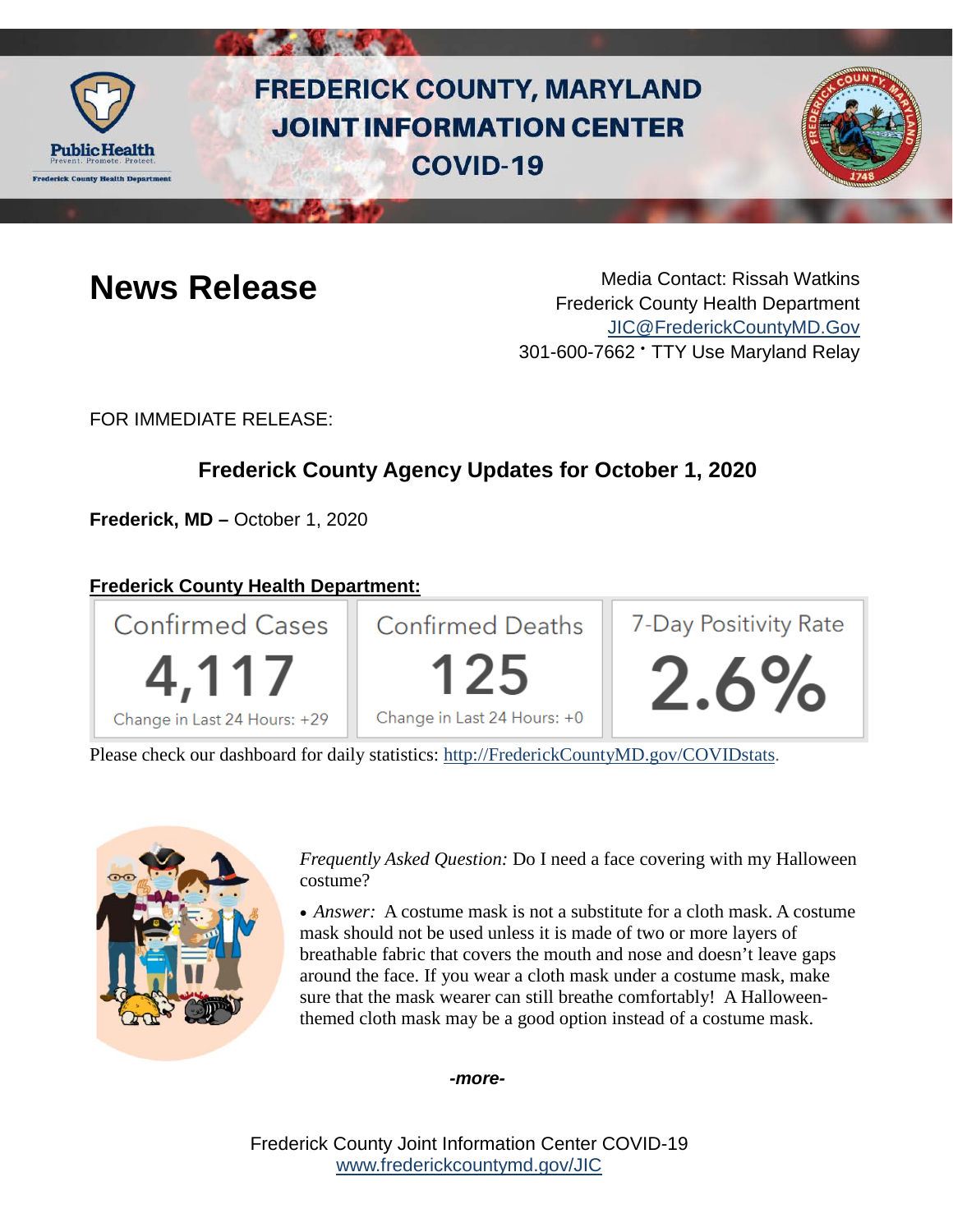# FREDERICK COUNTY, MARYLAND JOINT INFORMATION CENTER COVID-19

# News Release

Media Contact: Rissah Watkins
Frederick County Health Department
JIC@FrederickCountyMD.Gov
301-600-7662 • TTY Use Maryland Relay

FOR IMMEDIATE RELEASE:

## Frederick County Agency Updates for October 1, 2020

**Frederick, MD –** October 1, 2020

**Frederick County Health Department:**

| Confirmed Cases | Confirmed Deaths | 7-Day Positivity Rate |
|---|---|---|
| 4,117 | 125 | 2.6% |
| Change in Last 24 Hours: +29 | Change in Last 24 Hours: +0 | |

Please check our dashboard for daily statistics: http://FrederickCountyMD.gov/COVIDstats.

*Frequently Asked Question:* Do I need a face covering with my Halloween costume?

- *Answer:* A costume mask is not a substitute for a cloth mask. A costume mask should not be used unless it is made of two or more layers of breathable fabric that covers the mouth and nose and doesn't leave gaps around the face. If you wear a cloth mask under a costume mask, make sure that the mask wearer can still breathe comfortably! A Halloween-themed cloth mask may be a good option instead of a costume mask.

***-more-***

Frederick County Joint Information Center COVID-19
www.frederickcountymd.gov/JIC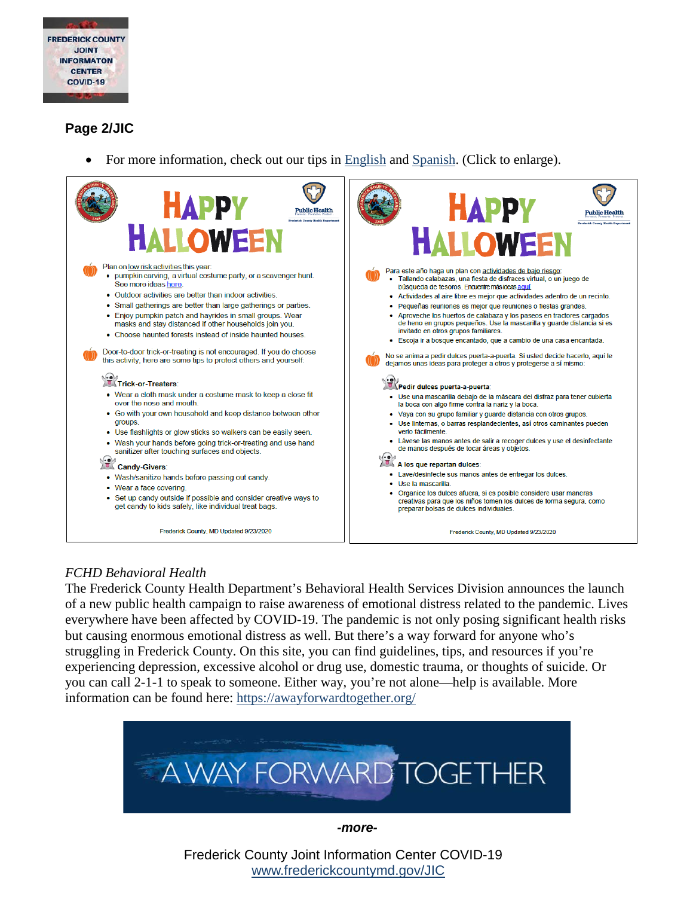**Page 2/JIC**

- For more information, check out our tips in English and Spanish. (Click to enlarge).

# HAPPY HALLOWEEN

Plan on low risk activities this year:

- pumpkin carving, a virtual costume party, or a scavenger hunt. See more ideas here.
- Outdoor activities are better than indoor activities.
- Small gatherings are better than large gatherings or parties.
- Enjoy pumpkin patch and hayrides in small groups. Wear masks and stay distanced if other households join you.
- Choose haunted forests instead of inside haunted houses.

Door-to-door trick-or-treating is not encouraged. If you do choose this activity, here are some tips to protect others and yourself:

**Trick-or-Treaters:**

- Wear a cloth mask under a costume mask to keep a close fit over the nose and mouth.
- Go with your own household and keep distance between other groups.
- Use flashlights or glow sticks so walkers can be easily seen.
- Wash your hands before going trick-or-treating and use hand sanitizer after touching surfaces and objects.

**Candy-Givers:**

- Wash/sanitize hands before passing out candy.
- Wear a face covering.
- Set up candy outside if possible and consider creative ways to get candy to kids safely, like individual treat bags.

Frederick County, MD Updated 9/23/2020

# HAPPY HALLOWEEN

Para este año haga un plan con actividades de bajo riesgo:

- Tallando calabazas, una fiesta de disfraces virtual, o un juego de búsqueda de tesoros. Encuentre más ideas aquí.
- Actividades al aire libre es mejor que actividades adentro de un recinto.
- Pequeñas reuniones es mejor que reuniones o fiestas grandes.
- Aproveche los huertos de calabaza y los paseos en tractores cargados de heno en grupos pequeños. Use la mascarilla y guarde distancia si es invitado en otros grupos familiares.
- Escoja ir a bosque encantado, que a cambio de una casa encantada.

No se anima a pedir dulces puerta-a-puerta. Si usted decide hacerlo, aquí le dejamos unas ideas para proteger a otros y protegerse a sí mismo:

**Pedir dulces puerta-a-puerta:**

- Use una mascarilla debajo de la máscara del disfraz para tener cubierta la boca con algo firme contra la nariz y la boca.
- Vaya con su grupo familiar y guarde distancia con otros grupos.
- Use linternas, o barras resplandecientes, así otros caminantes pueden verlo fácilmente.
- Lávese las manos antes de salir a recoger dulces y use el desinfectante de manos después de tocar áreas y objetos.

**A los que reparten dulces:**

- Lave/desinfecte sus manos antes de entregar los dulces.
- Use la mascarilla.
- Organice los dulces afuera, si es posible considere usar maneras creativas para que los niños tomen los dulces de forma segura, como preparar bolsas de dulces individuales.

Frederick County, MD Updated 9/23/2020

*FCHD Behavioral Health*

The Frederick County Health Department's Behavioral Health Services Division announces the launch of a new public health campaign to raise awareness of emotional distress related to the pandemic. Lives everywhere have been affected by COVID-19. The pandemic is not only posing significant health risks but causing enormous emotional distress as well. But there's a way forward for anyone who's struggling in Frederick County. On this site, you can find guidelines, tips, and resources if you're experiencing depression, excessive alcohol or drug use, domestic trauma, or thoughts of suicide. Or you can call 2-1-1 to speak to someone. Either way, you're not alone—help is available. More information can be found here: https://awayforwardtogether.org/

A WAY FORWARD TOGETHER

***-more-***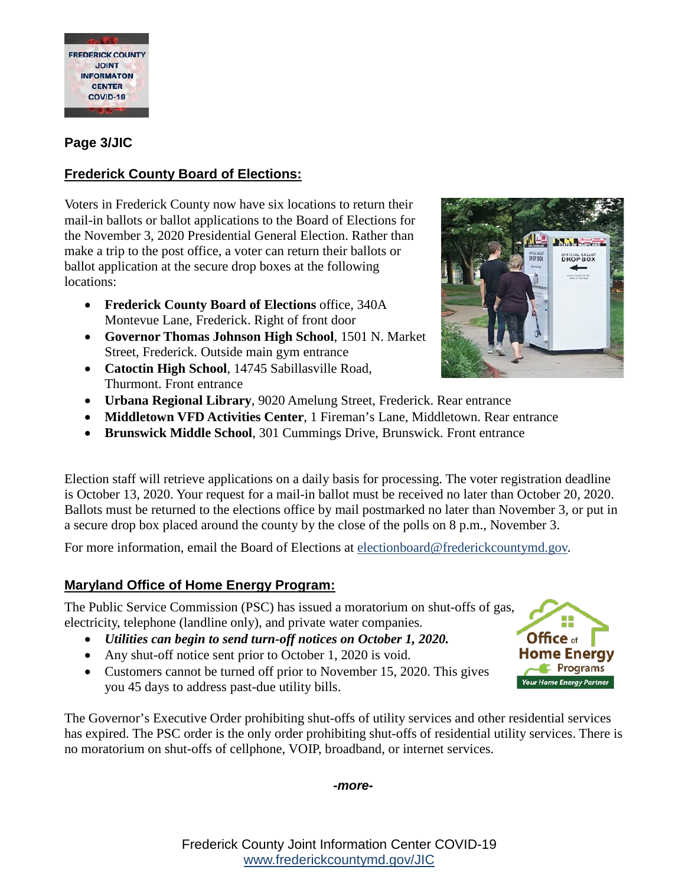**Page 3/JIC**

## Frederick County Board of Elections:

Voters in Frederick County now have six locations to return their mail-in ballots or ballot applications to the Board of Elections for the November 3, 2020 Presidential General Election. Rather than make a trip to the post office, a voter can return their ballots or ballot application at the secure drop boxes at the following locations:

- **Frederick County Board of Elections** office, 340A Montevue Lane, Frederick. Right of front door
- **Governor Thomas Johnson High School**, 1501 N. Market Street, Frederick. Outside main gym entrance
- **Catoctin High School**, 14745 Sabillasville Road, Thurmont. Front entrance
- **Urbana Regional Library**, 9020 Amelung Street, Frederick. Rear entrance
- **Middletown VFD Activities Center**, 1 Fireman's Lane, Middletown. Rear entrance
- **Brunswick Middle School**, 301 Cummings Drive, Brunswick. Front entrance

Election staff will retrieve applications on a daily basis for processing. The voter registration deadline is October 13, 2020. Your request for a mail-in ballot must be received no later than October 20, 2020. Ballots must be returned to the elections office by mail postmarked no later than November 3, or put in a secure drop box placed around the county by the close of the polls on 8 p.m., November 3.

For more information, email the Board of Elections at electionboard@frederickcountymd.gov.

## Maryland Office of Home Energy Program:

The Public Service Commission (PSC) has issued a moratorium on shut-offs of gas, electricity, telephone (landline only), and private water companies.

- ***Utilities can begin to send turn-off notices on October 1, 2020.***
- Any shut-off notice sent prior to October 1, 2020 is void.
- Customers cannot be turned off prior to November 15, 2020. This gives you 45 days to address past-due utility bills.

The Governor's Executive Order prohibiting shut-offs of utility services and other residential services has expired. The PSC order is the only order prohibiting shut-offs of residential utility services. There is no moratorium on shut-offs of cellphone, VOIP, broadband, or internet services.

***-more-***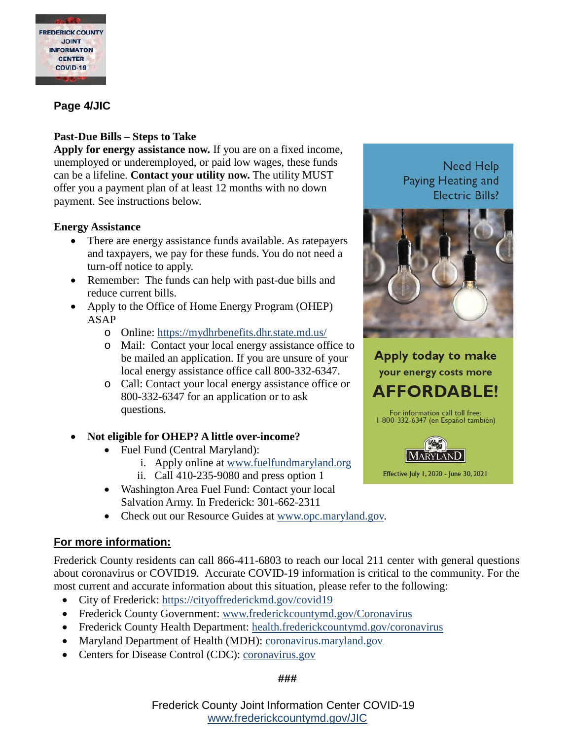Page 4/JIC

**Past-Due Bills – Steps to Take**

**Apply for energy assistance now.** If you are on a fixed income, unemployed or underemployed, or paid low wages, these funds can be a lifeline. **Contact your utility now.** The utility MUST offer you a payment plan of at least 12 months with no down payment. See instructions below.

**Energy Assistance**

- There are energy assistance funds available. As ratepayers and taxpayers, we pay for these funds. You do not need a turn-off notice to apply.
- Remember: The funds can help with past-due bills and reduce current bills.
- Apply to the Office of Home Energy Program (OHEP) ASAP
  - Online: https://mydhrbenefits.dhr.state.md.us/
  - Mail: Contact your local energy assistance office to be mailed an application. If you are unsure of your local energy assistance office call 800-332-6347.
  - Call: Contact your local energy assistance office or 800-332-6347 for an application or to ask questions.

- **Not eligible for OHEP? A little over-income?**
  - Fuel Fund (Central Maryland):
    1. Apply online at www.fuelfundmaryland.org
    2. Call 410-235-9080 and press option 1
  - Washington Area Fuel Fund: Contact your local Salvation Army. In Frederick: 301-662-2311
  - Check out our Resource Guides at www.opc.maryland.gov.

Need Help Paying Heating and Electric Bills?

Apply today to make your energy costs more AFFORDABLE!

For information call toll free: 1-800-332-6347 (en Español también)

MARYLAND

Effective July 1, 2020 - June 30, 2021

## For more information:

Frederick County residents can call 866-411-6803 to reach our local 211 center with general questions about coronavirus or COVID19. Accurate COVID-19 information is critical to the community. For the most current and accurate information about this situation, please refer to the following:

- City of Frederick: https://cityoffrederickmd.gov/covid19
- Frederick County Government: www.frederickcountymd.gov/Coronavirus
- Frederick County Health Department: health.frederickcountymd.gov/coronavirus
- Maryland Department of Health (MDH): coronavirus.maryland.gov
- Centers for Disease Control (CDC): coronavirus.gov

###

Frederick County Joint Information Center COVID-19
www.frederickcountymd.gov/JIC